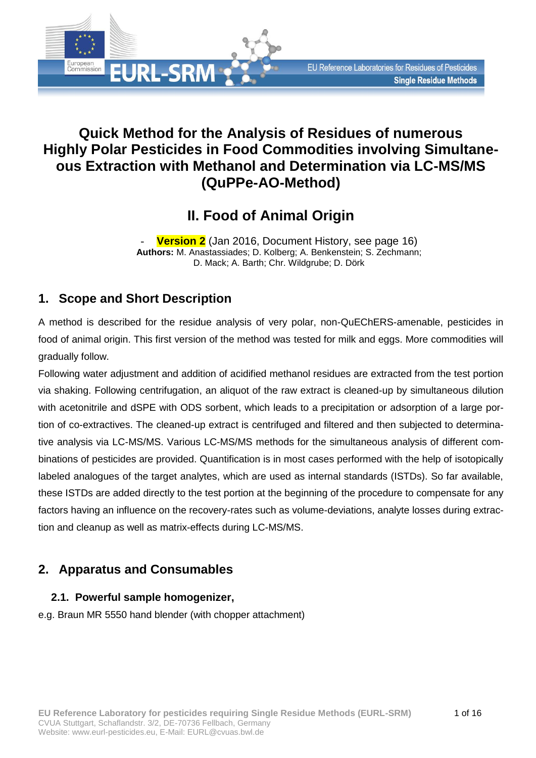# Quick Method for the Analysis of Residues of numerous Highly Polar Pesticides in Food Commodities involving Simultaneous Extraction with Methanol and Determination via LC-MS/MS (QuPPe-AO-Method)

## II. Food of Animal Origin

- **Version 2** (Jan 2016, Document History, see page 16)

**Authors:** M. Anastassiades; D. Kolberg; A. Benkenstein; S. Zechmann; D. Mack; A. Barth; Chr. Wildgrube; D. Dörk

## 1. Scope and Short Description

A method is described for the residue analysis of very polar, non-QuEChERS-amenable, pesticides in food of animal origin. This first version of the method was tested for milk and eggs. More commodities will gradually follow.

Following water adjustment and addition of acidified methanol residues are extracted from the test portion via shaking. Following centrifugation, an aliquot of the raw extract is cleaned-up by simultaneous dilution with acetonitrile and dSPE with ODS sorbent, which leads to a precipitation or adsorption of a large portion of co-extractives. The cleaned-up extract is centrifuged and filtered and then subjected to determinative analysis via LC-MS/MS. Various LC-MS/MS methods for the simultaneous analysis of different combinations of pesticides are provided. Quantification is in most cases performed with the help of isotopically labeled analogues of the target analytes, which are used as internal standards (ISTDs). So far available, these ISTDs are added directly to the test portion at the beginning of the procedure to compensate for any factors having an influence on the recovery-rates such as volume-deviations, analyte losses during extraction and cleanup as well as matrix-effects during LC-MS/MS.

## 2. Apparatus and Consumables

### 2.1. Powerful sample homogenizer,

e.g. Braun MR 5550 hand blender (with chopper attachment)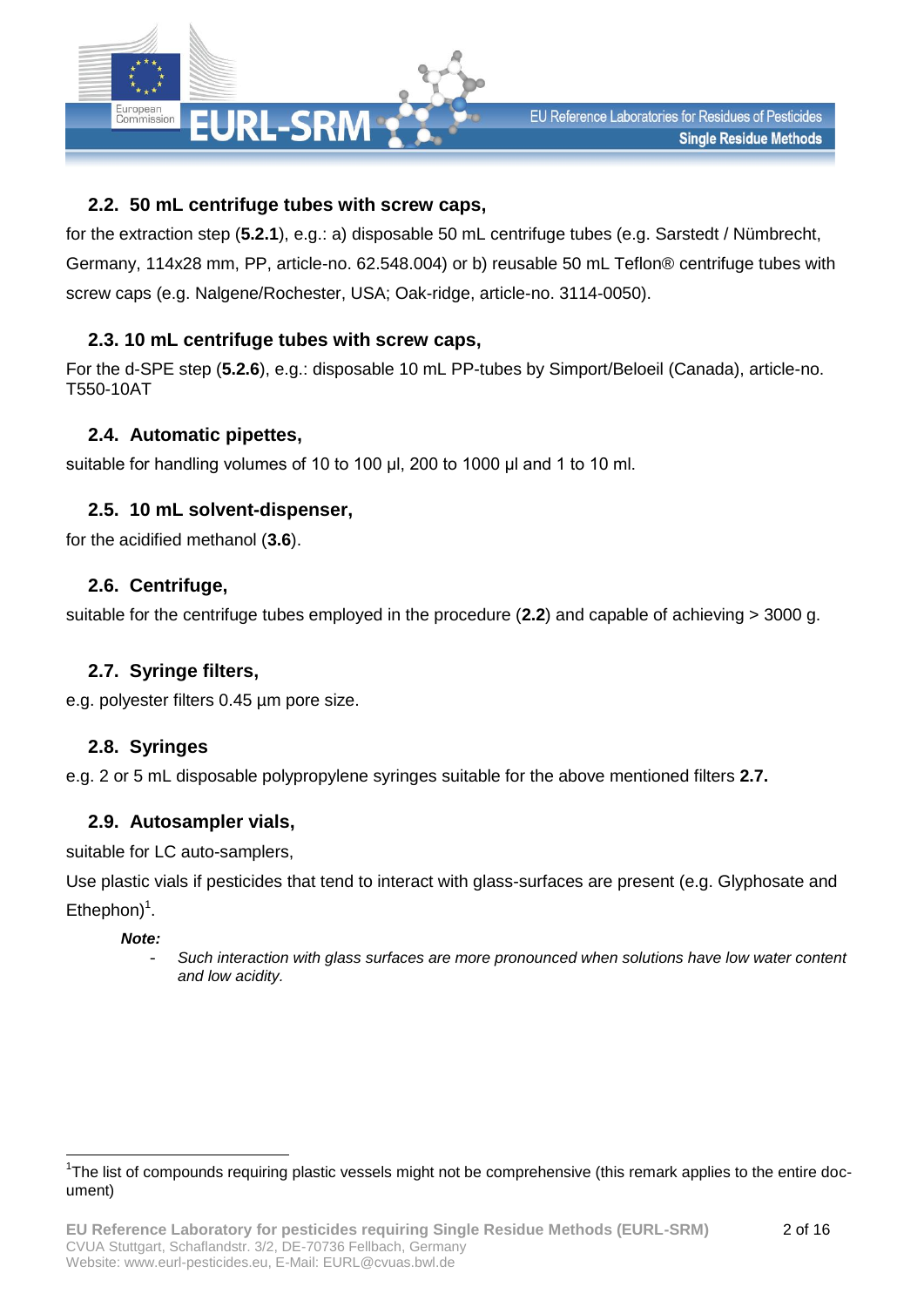### 2.2. 50 mL centrifuge tubes with screw caps,

for the extraction step (**5.2.1**), e.g.: a) disposable 50 mL centrifuge tubes (e.g. Sarstedt / Nümbrecht, Germany, 114x28 mm, PP, article-no. 62.548.004) or b) reusable 50 mL Teflon® centrifuge tubes with screw caps (e.g. Nalgene/Rochester, USA; Oak-ridge, article-no. 3114-0050).

### 2.3. 10 mL centrifuge tubes with screw caps,

For the d-SPE step (**5.2.6**), e.g.: disposable 10 mL PP-tubes by Simport/Beloeil (Canada), article-no. T550-10AT

### 2.4. Automatic pipettes,

suitable for handling volumes of 10 to 100 µl, 200 to 1000 µl and 1 to 10 ml.

### 2.5. 10 mL solvent-dispenser,

for the acidified methanol (**3.6**).

### 2.6. Centrifuge,

suitable for the centrifuge tubes employed in the procedure (**2.2**) and capable of achieving > 3000 g.

### 2.7. Syringe filters,

e.g. polyester filters 0.45 µm pore size.

### 2.8. Syringes

e.g. 2 or 5 mL disposable polypropylene syringes suitable for the above mentioned filters **2.7.**

### 2.9. Autosampler vials,

suitable for LC auto-samplers,

Use plastic vials if pesticides that tend to interact with glass-surfaces are present (e.g. Glyphosate and Ethephon)[1].

***Note:***

- *Such interaction with glass surfaces are more pronounced when solutions have low water content and low acidity.*

---

[1] The list of compounds requiring plastic vessels might not be comprehensive (this remark applies to the entire document)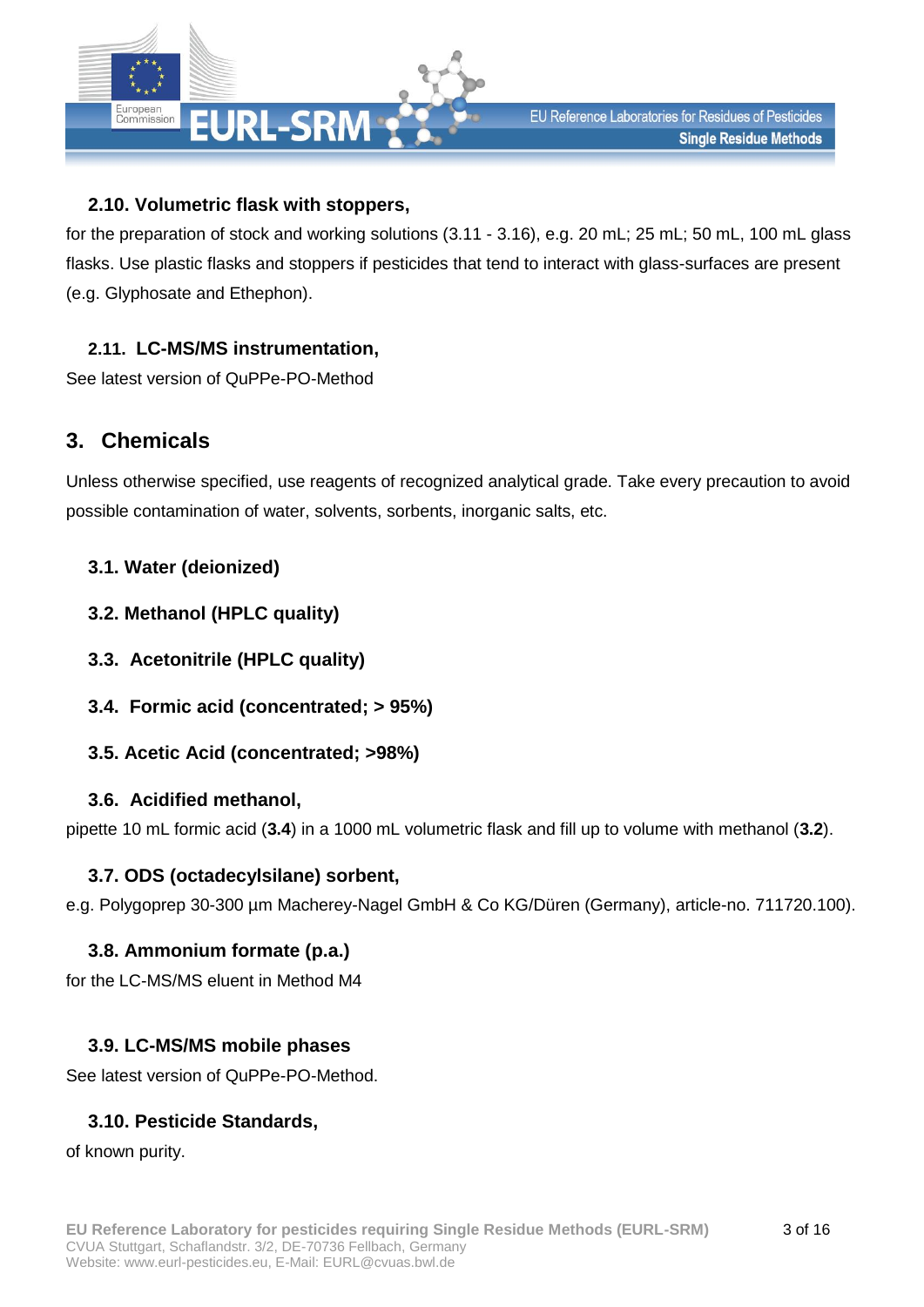### 2.10. Volumetric flask with stoppers,

for the preparation of stock and working solutions (3.11 - 3.16), e.g. 20 mL; 25 mL; 50 mL, 100 mL glass flasks. Use plastic flasks and stoppers if pesticides that tend to interact with glass-surfaces are present (e.g. Glyphosate and Ethephon).

### 2.11. LC-MS/MS instrumentation,

See latest version of QuPPe-PO-Method

## 3. Chemicals

Unless otherwise specified, use reagents of recognized analytical grade. Take every precaution to avoid possible contamination of water, solvents, sorbents, inorganic salts, etc.

### 3.1. Water (deionized)

### 3.2. Methanol (HPLC quality)

### 3.3. Acetonitrile (HPLC quality)

### 3.4. Formic acid (concentrated; > 95%)

### 3.5. Acetic Acid (concentrated; >98%)

### 3.6. Acidified methanol,

pipette 10 mL formic acid (**3.4**) in a 1000 mL volumetric flask and fill up to volume with methanol (**3.2**).

### 3.7. ODS (octadecylsilane) sorbent,

e.g. Polygoprep 30-300 µm Macherey-Nagel GmbH & Co KG/Düren (Germany), article-no. 711720.100).

### 3.8. Ammonium formate (p.a.)

for the LC-MS/MS eluent in Method M4

### 3.9. LC-MS/MS mobile phases

See latest version of QuPPe-PO-Method.

### 3.10. Pesticide Standards,

of known purity.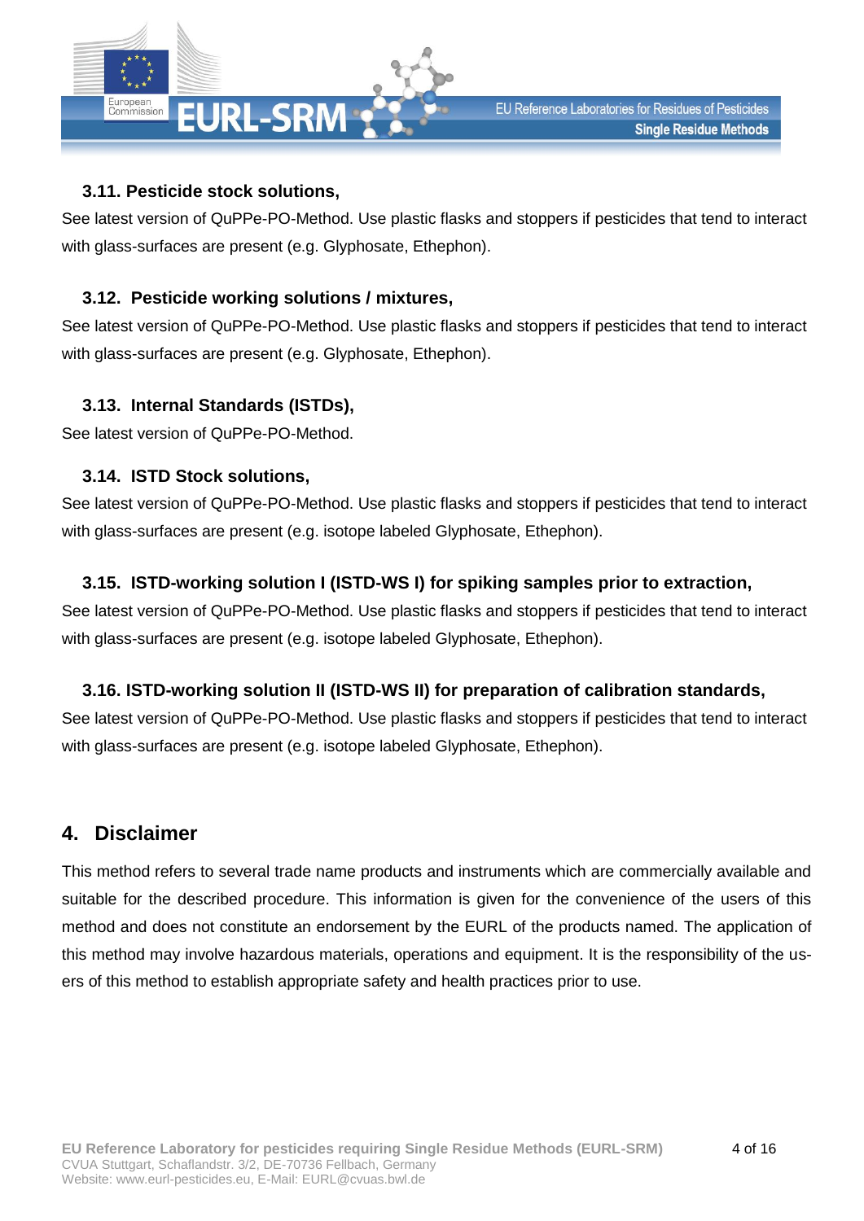### 3.11. Pesticide stock solutions,

See latest version of QuPPe-PO-Method. Use plastic flasks and stoppers if pesticides that tend to interact with glass-surfaces are present (e.g. Glyphosate, Ethephon).

### 3.12. Pesticide working solutions / mixtures,

See latest version of QuPPe-PO-Method. Use plastic flasks and stoppers if pesticides that tend to interact with glass-surfaces are present (e.g. Glyphosate, Ethephon).

### 3.13. Internal Standards (ISTDs),

See latest version of QuPPe-PO-Method.

### 3.14. ISTD Stock solutions,

See latest version of QuPPe-PO-Method. Use plastic flasks and stoppers if pesticides that tend to interact with glass-surfaces are present (e.g. isotope labeled Glyphosate, Ethephon).

### 3.15. ISTD-working solution I (ISTD-WS I) for spiking samples prior to extraction,

See latest version of QuPPe-PO-Method. Use plastic flasks and stoppers if pesticides that tend to interact with glass-surfaces are present (e.g. isotope labeled Glyphosate, Ethephon).

### 3.16. ISTD-working solution II (ISTD-WS II) for preparation of calibration standards,

See latest version of QuPPe-PO-Method. Use plastic flasks and stoppers if pesticides that tend to interact with glass-surfaces are present (e.g. isotope labeled Glyphosate, Ethephon).

## 4. Disclaimer

This method refers to several trade name products and instruments which are commercially available and suitable for the described procedure. This information is given for the convenience of the users of this method and does not constitute an endorsement by the EURL of the products named. The application of this method may involve hazardous materials, operations and equipment. It is the responsibility of the users of this method to establish appropriate safety and health practices prior to use.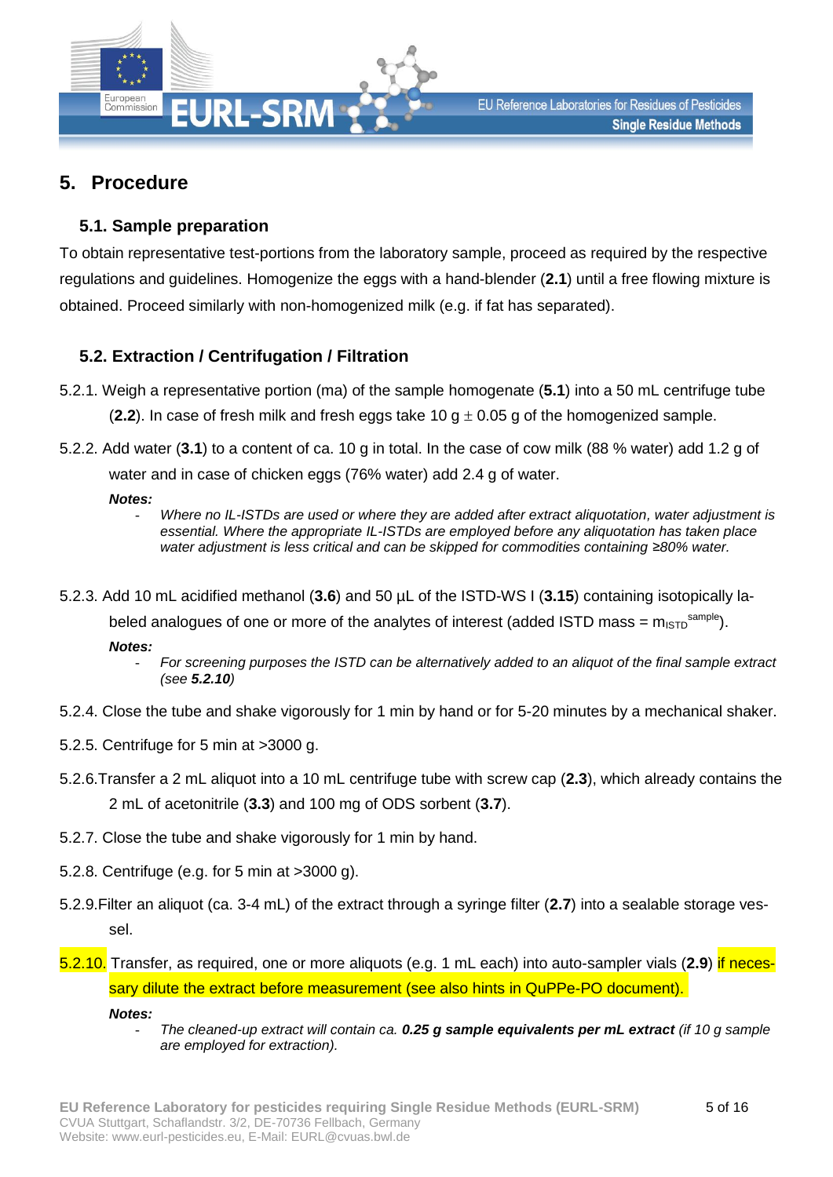# 5. Procedure

## 5.1. Sample preparation

To obtain representative test-portions from the laboratory sample, proceed as required by the respective regulations and guidelines. Homogenize the eggs with a hand-blender (**2.1**) until a free flowing mixture is obtained. Proceed similarly with non-homogenized milk (e.g. if fat has separated).

## 5.2. Extraction / Centrifugation / Filtration

5.2.1. Weigh a representative portion (ma) of the sample homogenate (**5.1**) into a 50 mL centrifuge tube (**2.2**). In case of fresh milk and fresh eggs take 10 g $\pm$ 0.05 g of the homogenized sample.

5.2.2. Add water (**3.1**) to a content of ca. 10 g in total. In the case of cow milk (88 % water) add 1.2 g of water and in case of chicken eggs (76% water) add 2.4 g of water.

***Notes:***

- *Where no IL-ISTDs are used or where they are added after extract aliquotation, water adjustment is essential. Where the appropriate IL-ISTDs are employed before any aliquotation has taken place water adjustment is less critical and can be skipped for commodities containing ≥80% water.*

5.2.3. Add 10 mL acidified methanol (**3.6**) and 50 µL of the ISTD-WS I (**3.15**) containing isotopically labeled analogues of one or more of the analytes of interest (added ISTD mass = $m_{ISTD}^{sample}$).

***Notes:***

- *For screening purposes the ISTD can be alternatively added to an aliquot of the final sample extract (see **5.2.10**)*

5.2.4. Close the tube and shake vigorously for 1 min by hand or for 5-20 minutes by a mechanical shaker.

5.2.5. Centrifuge for 5 min at >3000 g.

5.2.6. Transfer a 2 mL aliquot into a 10 mL centrifuge tube with screw cap (**2.3**), which already contains the 2 mL of acetonitrile (**3.3**) and 100 mg of ODS sorbent (**3.7**).

5.2.7. Close the tube and shake vigorously for 1 min by hand.

5.2.8. Centrifuge (e.g. for 5 min at >3000 g).

5.2.9. Filter an aliquot (ca. 3-4 mL) of the extract through a syringe filter (**2.7**) into a sealable storage vessel.

5.2.10. Transfer, as required, one or more aliquots (e.g. 1 mL each) into auto-sampler vials (**2.9**) if necessary dilute the extract before measurement (see also hints in QuPPe-PO document).

***Notes:***

- *The cleaned-up extract will contain ca. **0.25 g sample equivalents per mL extract** (if 10 g sample are employed for extraction).*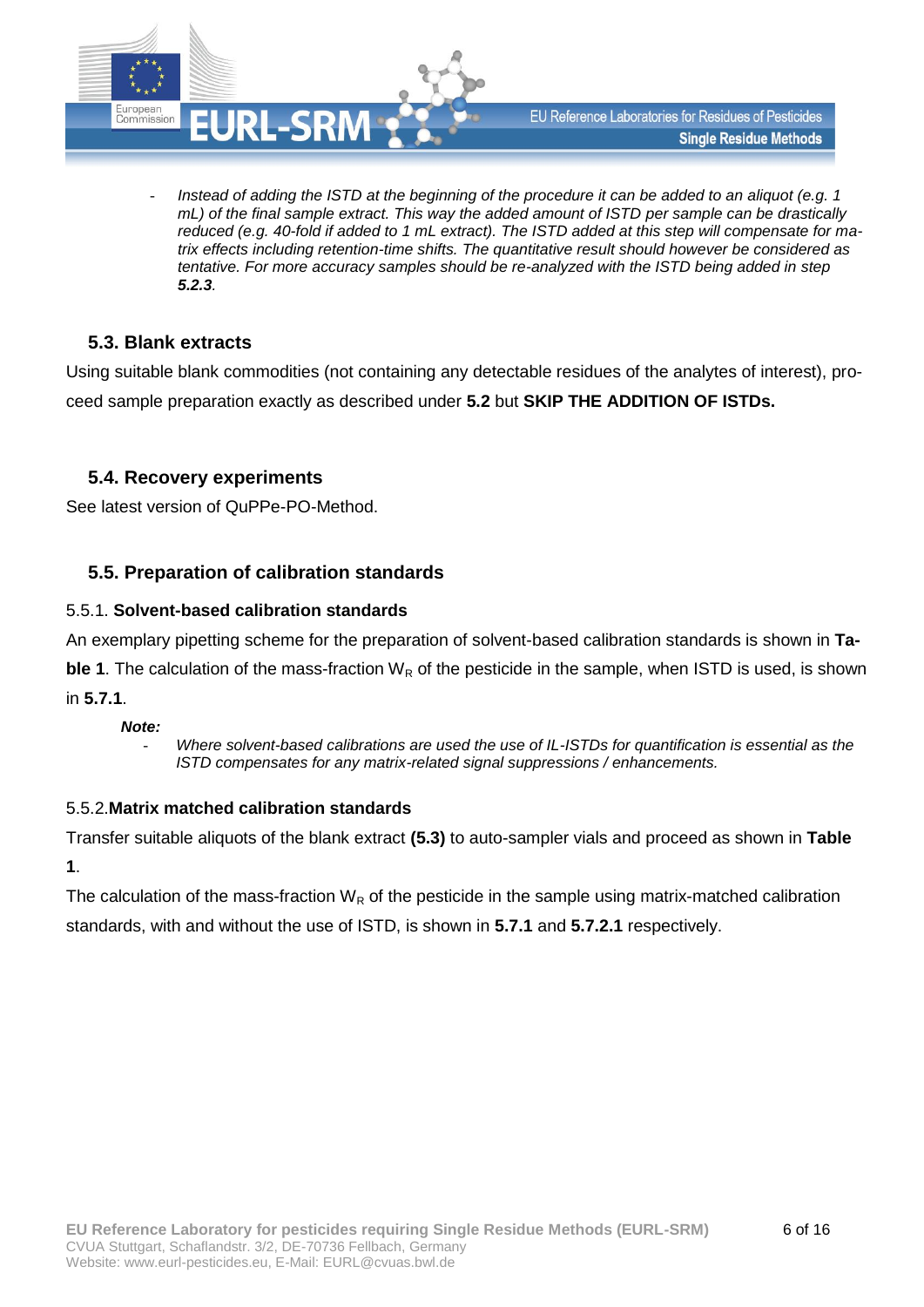- *Instead of adding the ISTD at the beginning of the procedure it can be added to an aliquot (e.g. 1 mL) of the final sample extract. This way the added amount of ISTD per sample can be drastically reduced (e.g. 40-fold if added to 1 mL extract). The ISTD added at this step will compensate for matrix effects including retention-time shifts. The quantitative result should however be considered as tentative. For more accuracy samples should be re-analyzed with the ISTD being added in step **5.2.3**.*

## 5.3. Blank extracts

Using suitable blank commodities (not containing any detectable residues of the analytes of interest), proceed sample preparation exactly as described under **5.2** but **SKIP THE ADDITION OF ISTDs.**

## 5.4. Recovery experiments

See latest version of QuPPe-PO-Method.

## 5.5. Preparation of calibration standards

### 5.5.1. Solvent-based calibration standards

An exemplary pipetting scheme for the preparation of solvent-based calibration standards is shown in **Table 1**. The calculation of the mass-fraction $W_R$ of the pesticide in the sample, when ISTD is used, is shown in **5.7.1**.

***Note:***

- *Where solvent-based calibrations are used the use of IL-ISTDs for quantification is essential as the ISTD compensates for any matrix-related signal suppressions / enhancements.*

### 5.5.2. Matrix matched calibration standards

Transfer suitable aliquots of the blank extract **(5.3)** to auto-sampler vials and proceed as shown in **Table 1**.

The calculation of the mass-fraction $W_R$ of the pesticide in the sample using matrix-matched calibration standards, with and without the use of ISTD, is shown in **5.7.1** and **5.7.2.1** respectively.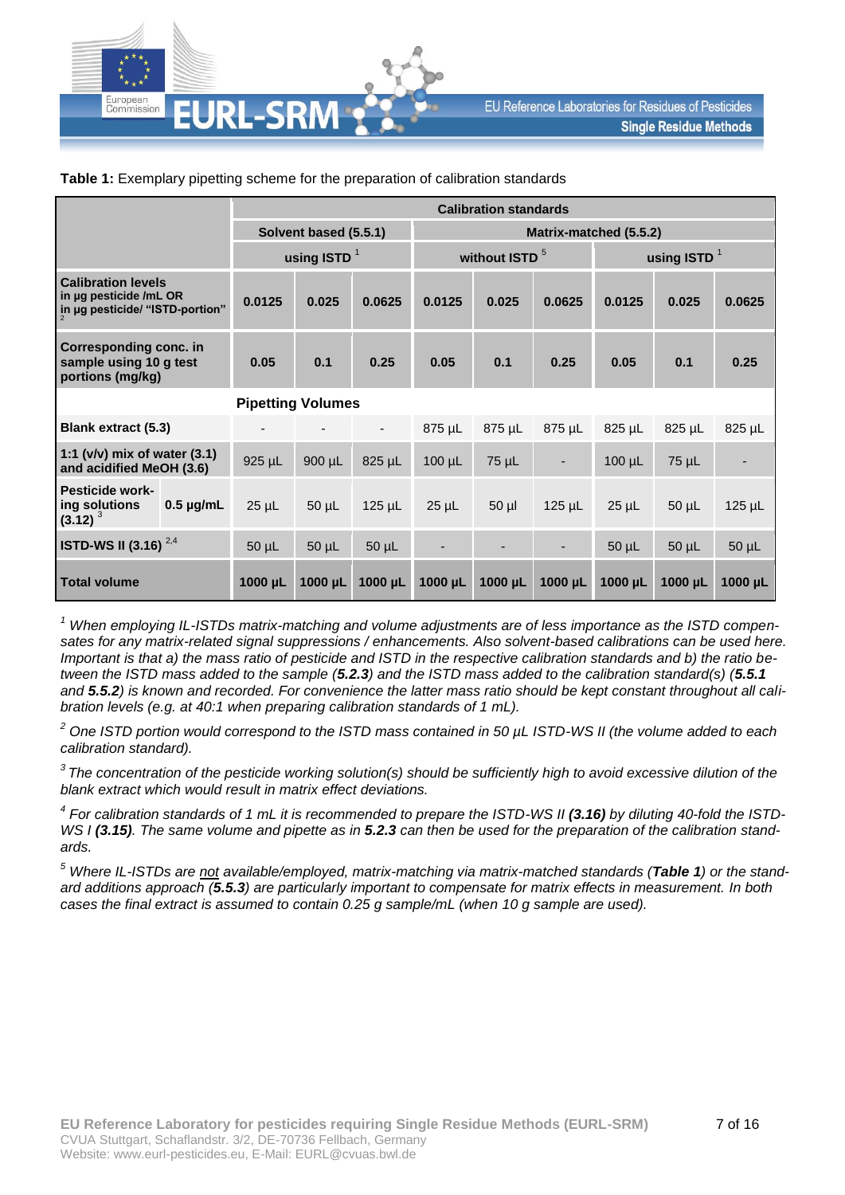**Table 1:** Exemplary pipetting scheme for the preparation of calibration standards

| | | Calibration standards | | | | | | | | |
|---|---|---|---|---|---|---|---|---|---|---|
| | | Solvent based (5.5.1) | | | Matrix-matched (5.5.2) | | | | | |
| | | using ISTD [1] | | | without ISTD [5] | | | using ISTD [1] | | |
| **Calibration levels** in µg pesticide /mL OR in µg pesticide/ "ISTD-portion" [2] | | 0.0125 | 0.025 | 0.0625 | 0.0125 | 0.025 | 0.0625 | 0.0125 | 0.025 | 0.0625 |
| **Corresponding conc. in sample using 10 g test portions (mg/kg)** | | 0.05 | 0.1 | 0.25 | 0.05 | 0.1 | 0.25 | 0.05 | 0.1 | 0.25 |
| **Pipetting Volumes** | | | | | | | | | | |
| **Blank extract (5.3)** | | - | - | - | 875 µL | 875 µL | 875 µL | 825 µL | 825 µL | 825 µL |
| **1:1 (v/v) mix of water (3.1) and acidified MeOH (3.6)** | | 925 µL | 900 µL | 825 µL | 100 µL | 75 µL | - | 100 µL | 75 µL | - |
| **Pesticide working solutions (3.12)** [3] | 0.5 µg/mL | 25 µL | 50 µL | 125 µL | 25 µL | 50 µl | 125 µL | 25 µL | 50 µL | 125 µL |
| **ISTD-WS II (3.16)** [2,4] | | 50 µL | 50 µL | 50 µL | - | - | - | 50 µL | 50 µL | 50 µL |
| **Total volume** | | 1000 µL | 1000 µL | 1000 µL | 1000 µL | 1000 µL | 1000 µL | 1000 µL | 1000 µL | 1000 µL |

[1] *When employing IL-ISTDs matrix-matching and volume adjustments are of less importance as the ISTD compensates for any matrix-related signal suppressions / enhancements. Also solvent-based calibrations can be used here. Important is that a) the mass ratio of pesticide and ISTD in the respective calibration standards and b) the ratio between the ISTD mass added to the sample (**5.2.3**) and the ISTD mass added to the calibration standard(s) (**5.5.1** and **5.5.2**) is known and recorded. For convenience the latter mass ratio should be kept constant throughout all calibration levels (e.g. at 40:1 when preparing calibration standards of 1 mL).*

[2] *One ISTD portion would correspond to the ISTD mass contained in 50 µL ISTD-WS II (the volume added to each calibration standard).*

[3] *The concentration of the pesticide working solution(s) should be sufficiently high to avoid excessive dilution of the blank extract which would result in matrix effect deviations.*

[4] *For calibration standards of 1 mL it is recommended to prepare the ISTD-WS II **(3.16)** by diluting 40-fold the ISTD-WS I **(3.15)**. The same volume and pipette as in **5.2.3** can then be used for the preparation of the calibration standards.*

[5] *Where IL-ISTDs are not available/employed, matrix-matching via matrix-matched standards (**Table 1**) or the standard additions approach (**5.5.3**) are particularly important to compensate for matrix effects in measurement. In both cases the final extract is assumed to contain 0.25 g sample/mL (when 10 g sample are used).*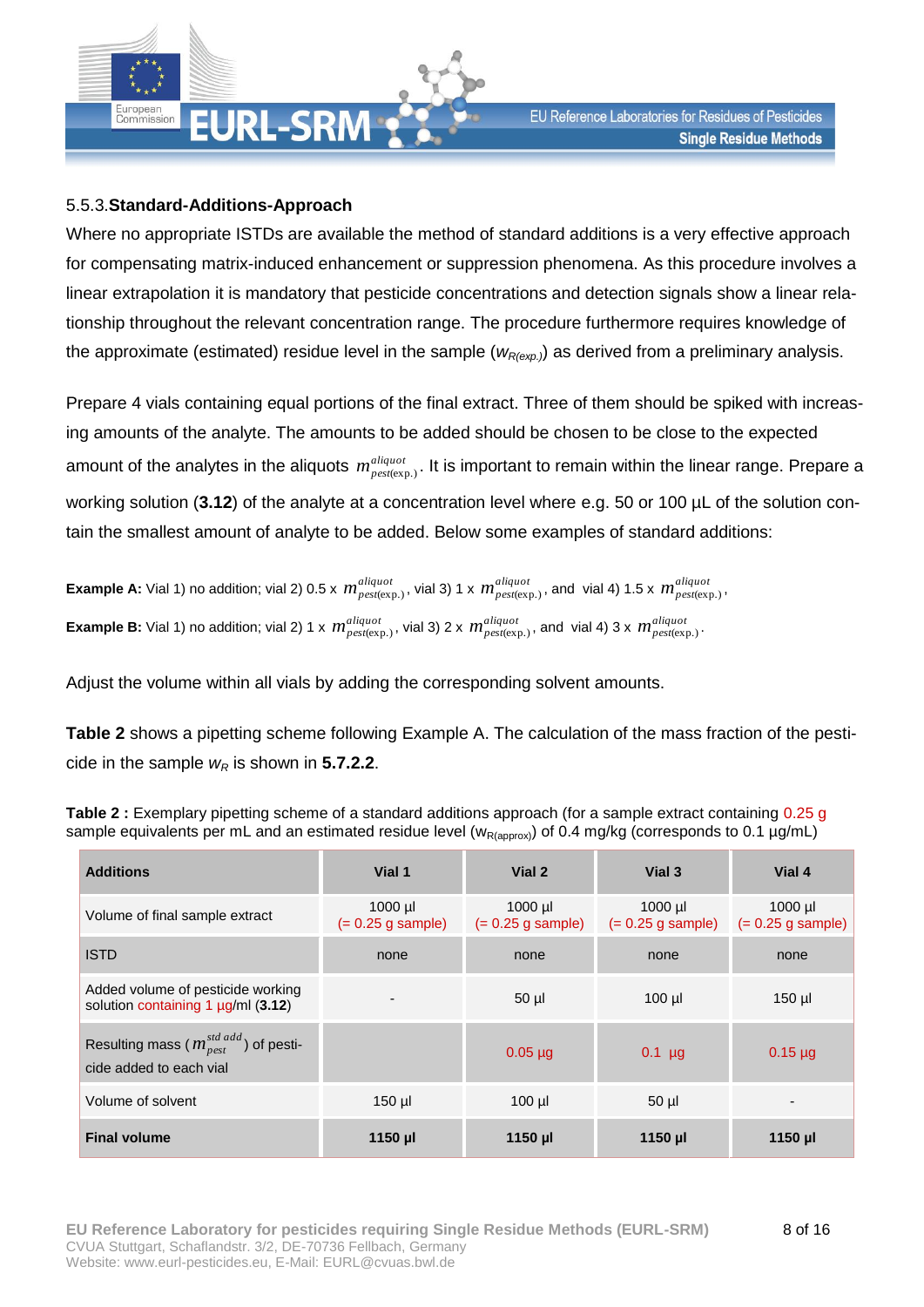### 5.5.3. Standard-Additions-Approach

Where no appropriate ISTDs are available the method of standard additions is a very effective approach for compensating matrix-induced enhancement or suppression phenomena. As this procedure involves a linear extrapolation it is mandatory that pesticide concentrations and detection signals show a linear relationship throughout the relevant concentration range. The procedure furthermore requires knowledge of the approximate (estimated) residue level in the sample ($w_{R(exp.)}$) as derived from a preliminary analysis.

Prepare 4 vials containing equal portions of the final extract. Three of them should be spiked with increasing amounts of the analyte. The amounts to be added should be chosen to be close to the expected amount of the analytes in the aliquots $m^{aliquot}_{pest(exp.)}$. It is important to remain within the linear range. Prepare a working solution (**3.12**) of the analyte at a concentration level where e.g. 50 or 100 µL of the solution contain the smallest amount of analyte to be added. Below some examples of standard additions:

**Example A:** Vial 1) no addition; vial 2) 0.5 x $m^{aliquot}_{pest(exp.)}$, vial 3) 1 x $m^{aliquot}_{pest(exp.)}$, and vial 4) 1.5 x $m^{aliquot}_{pest(exp.)}$,

**Example B:** Vial 1) no addition; vial 2) 1 x $m^{aliquot}_{pest(exp.)}$, vial 3) 2 x $m^{aliquot}_{pest(exp.)}$, and vial 4) 3 x $m^{aliquot}_{pest(exp.)}$.

Adjust the volume within all vials by adding the corresponding solvent amounts.

**Table 2** shows a pipetting scheme following Example A. The calculation of the mass fraction of the pesticide in the sample $w_R$ is shown in **5.7.2.2**.

**Table 2 :** Exemplary pipetting scheme of a standard additions approach (for a sample extract containing 0.25 g sample equivalents per mL and an estimated residue level ($w_{R(approx)}$) of 0.4 mg/kg (corresponds to 0.1 µg/mL)

| Additions | Vial 1 | Vial 2 | Vial 3 | Vial 4 |
|---|---|---|---|---|
| Volume of final sample extract | 1000 µl (= 0.25 g sample) | 1000 µl (= 0.25 g sample) | 1000 µl (= 0.25 g sample) | 1000 µl (= 0.25 g sample) |
| ISTD | none | none | none | none |
| Added volume of pesticide working solution containing 1 µg/ml (**3.12**) | - | 50 µl | 100 µl | 150 µl |
| Resulting mass ($m^{std\ add}_{pest}$) of pesticide added to each vial | | 0.05 µg | 0.1 µg | 0.15 µg |
| Volume of solvent | 150 µl | 100 µl | 50 µl | - |
| **Final volume** | **1150 µl** | **1150 µl** | **1150 µl** | **1150 µl** |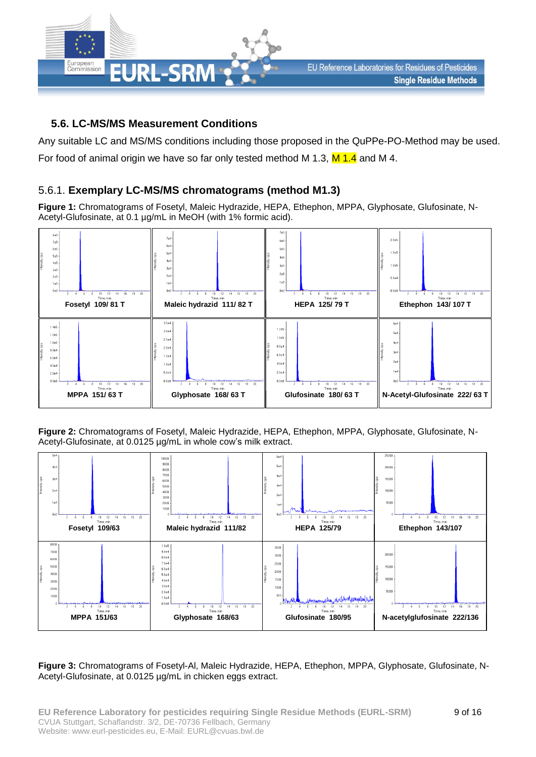## 5.6. LC-MS/MS Measurement Conditions

Any suitable LC and MS/MS conditions including those proposed in the QuPPe-PO-Method may be used. For food of animal origin we have so far only tested method M 1.3, M 1.4 and M 4.

### 5.6.1. **Exemplary LC-MS/MS chromatograms (method M1.3)**

**Figure 1:** Chromatograms of Fosetyl, Maleic Hydrazide, HEPA, Ethephon, MPPA, Glyphosate, Glufosinate, N-Acetyl-Glufosinate, at 0.1 µg/mL in MeOH (with 1% formic acid).

| Fosetyl 109/ 81 T | Maleic hydrazid 111/ 82 T | HEPA 125/ 79 T | Ethephon 143/ 107 T |
|---|---|---|---|
| **MPPA 151/ 63 T** | **Glyphosate 168/ 63 T** | **Glufosinate 180/ 63 T** | **N-Acetyl-Glufosinate 222/ 63 T** |

**Figure 2:** Chromatograms of Fosetyl, Maleic Hydrazide, HEPA, Ethephon, MPPA, Glyphosate, Glufosinate, N-Acetyl-Glufosinate, at 0.0125 µg/mL in whole cow's milk extract.

| Fosetyl 109/63 | Maleic hydrazid 111/82 | HEPA 125/79 | Ethephon 143/107 |
|---|---|---|---|
| **MPPA 151/63** | **Glyphosate 168/63** | **Glufosinate 180/95** | **N-acetylglufosinate 222/136** |

**Figure 3:** Chromatograms of Fosetyl-Al, Maleic Hydrazide, HEPA, Ethephon, MPPA, Glyphosate, Glufosinate, N-Acetyl-Glufosinate, at 0.0125 µg/mL in chicken eggs extract.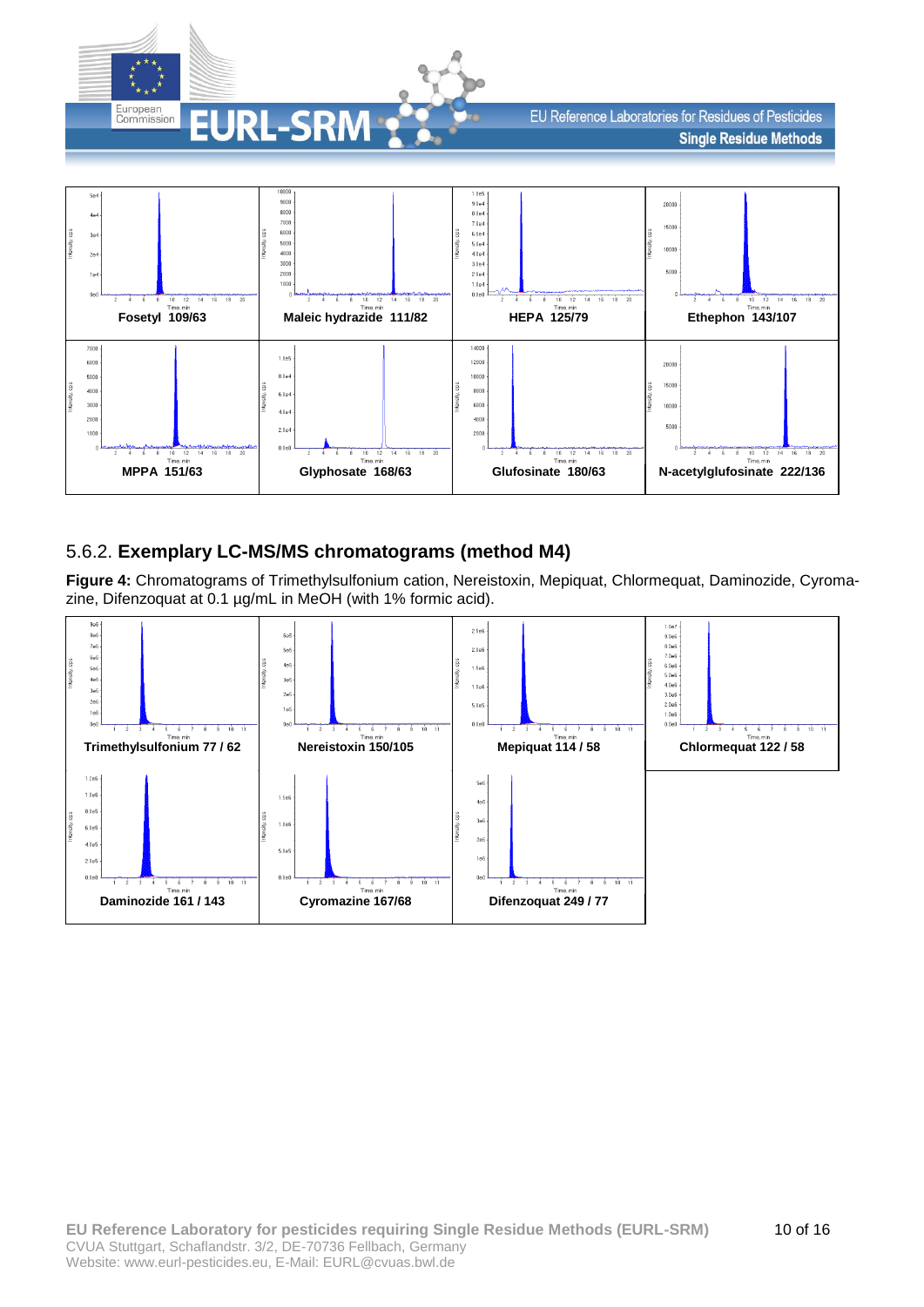| Fosetyl 109/63 | Maleic hydrazide 111/82 | HEPA 125/79 | Ethephon 143/107 |
| --- | --- | --- | --- |
| MPPA 151/63 | Glyphosate 168/63 | Glufosinate 180/63 | N-acetylglufosinate 222/136 |

### 5.6.2. **Exemplary LC-MS/MS chromatograms (method M4)**

**Figure 4:** Chromatograms of Trimethylsulfonium cation, Nereistoxin, Mepiquat, Chlormequat, Daminozide, Cyromazine, Difenzoquat at 0.1 µg/mL in MeOH (with 1% formic acid).

| Trimethylsulfonium 77 / 62 | Nereistoxin 150/105 | Mepiquat 114 / 58 | Chlormequat 122 / 58 |
| --- | --- | --- | --- |
| Daminozide 161 / 143 | Cyromazine 167/68 | Difenzoquat 249 / 77 | |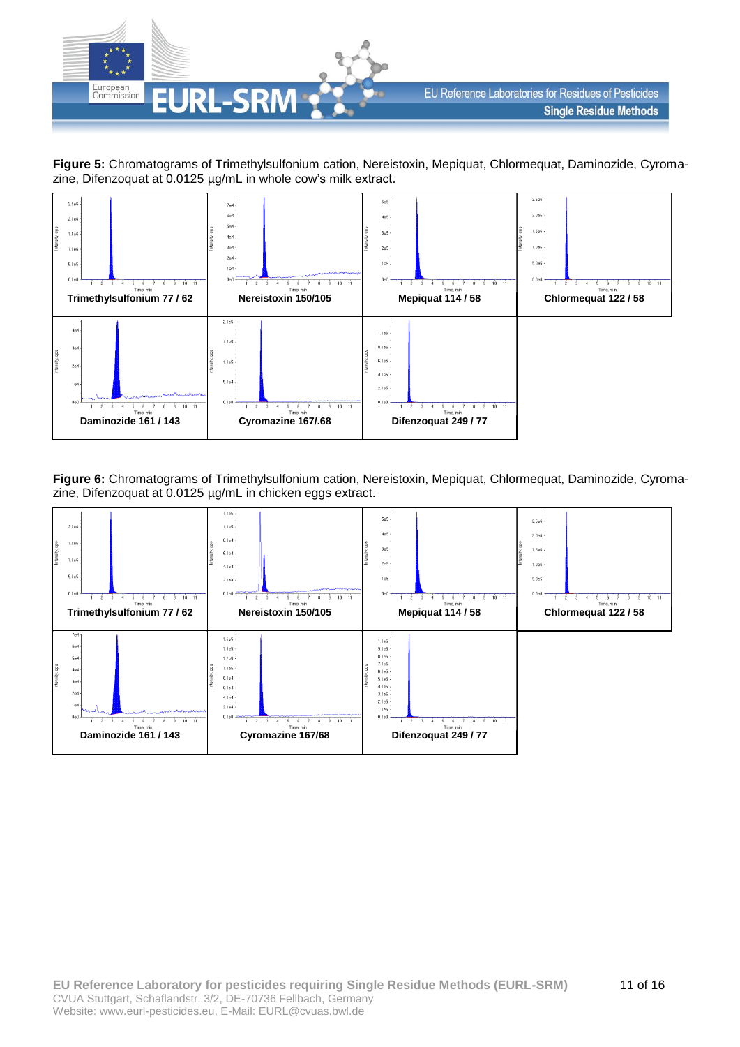**Figure 5:** Chromatograms of Trimethylsulfonium cation, Nereistoxin, Mepiquat, Chlormequat, Daminozide, Cyromazine, Difenzoquat at 0.0125 µg/mL in whole cow's milk extract.

| | | | |
|---|---|---|---|
| **Trimethylsulfonium 77 / 62** | **Nereistoxin 150/105** | **Mepiquat 114 / 58** | **Chlormequat 122 / 58** |
| **Daminozide 161 / 143** | **Cyromazine 167/.68** | **Difenzoquat 249 / 77** | |

**Figure 6:** Chromatograms of Trimethylsulfonium cation, Nereistoxin, Mepiquat, Chlormequat, Daminozide, Cyromazine, Difenzoquat at 0.0125 µg/mL in chicken eggs extract.

| | | | |
|---|---|---|---|
| **Trimethylsulfonium 77 / 62** | **Nereistoxin 150/105** | **Mepiquat 114 / 58** | **Chlormequat 122 / 58** |
| **Daminozide 161 / 143** | **Cyromazine 167/68** | **Difenzoquat 249 / 77** | |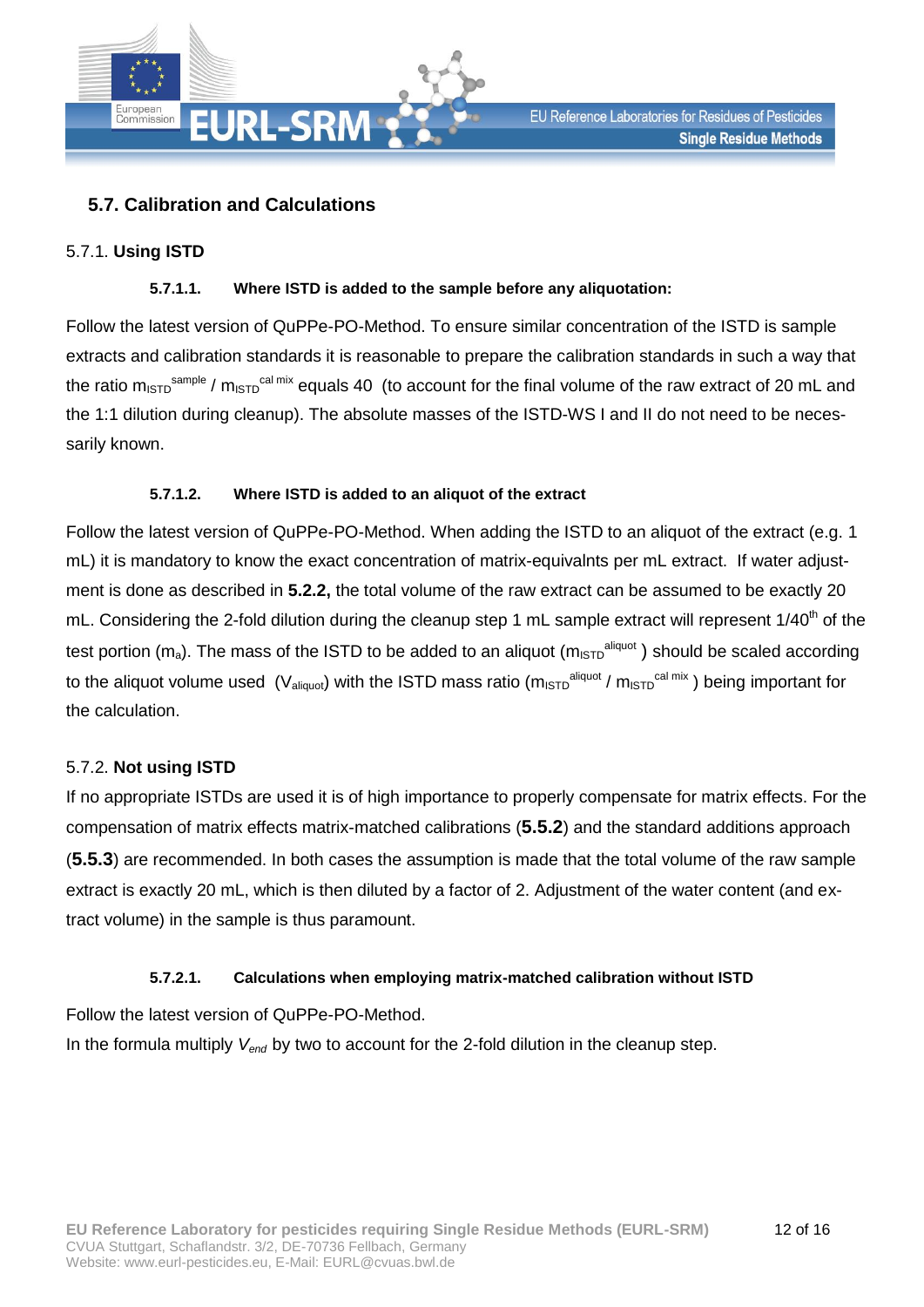## 5.7. Calibration and Calculations

### 5.7.1. **Using ISTD**

#### 5.7.1.1. Where ISTD is added to the sample before any aliquotation:

Follow the latest version of QuPPe-PO-Method. To ensure similar concentration of the ISTD is sample extracts and calibration standards it is reasonable to prepare the calibration standards in such a way that the ratio $m_{ISTD}^{sample}$ / $m_{ISTD}^{cal\ mix}$ equals 40 (to account for the final volume of the raw extract of 20 mL and the 1:1 dilution during cleanup). The absolute masses of the ISTD-WS I and II do not need to be necessarily known.

#### 5.7.1.2. Where ISTD is added to an aliquot of the extract

Follow the latest version of QuPPe-PO-Method. When adding the ISTD to an aliquot of the extract (e.g. 1 mL) it is mandatory to know the exact concentration of matrix-equivalnts per mL extract. If water adjustment is done as described in **5.2.2,** the total volume of the raw extract can be assumed to be exactly 20 mL. Considering the 2-fold dilution during the cleanup step 1 mL sample extract will represent 1/40$^{th}$ of the test portion ($m_a$). The mass of the ISTD to be added to an aliquot ($m_{ISTD}^{aliquot}$) should be scaled according to the aliquot volume used ($V_{aliquot}$) with the ISTD mass ratio ($m_{ISTD}^{aliquot}$ / $m_{ISTD}^{cal\ mix}$) being important for the calculation.

### 5.7.2. **Not using ISTD**

If no appropriate ISTDs are used it is of high importance to properly compensate for matrix effects. For the compensation of matrix effects matrix-matched calibrations (**5.5.2**) and the standard additions approach (**5.5.3**) are recommended. In both cases the assumption is made that the total volume of the raw sample extract is exactly 20 mL, which is then diluted by a factor of 2. Adjustment of the water content (and extract volume) in the sample is thus paramount.

#### 5.7.2.1. Calculations when employing matrix-matched calibration without ISTD

Follow the latest version of QuPPe-PO-Method.

In the formula multiply $V_{end}$ by two to account for the 2-fold dilution in the cleanup step.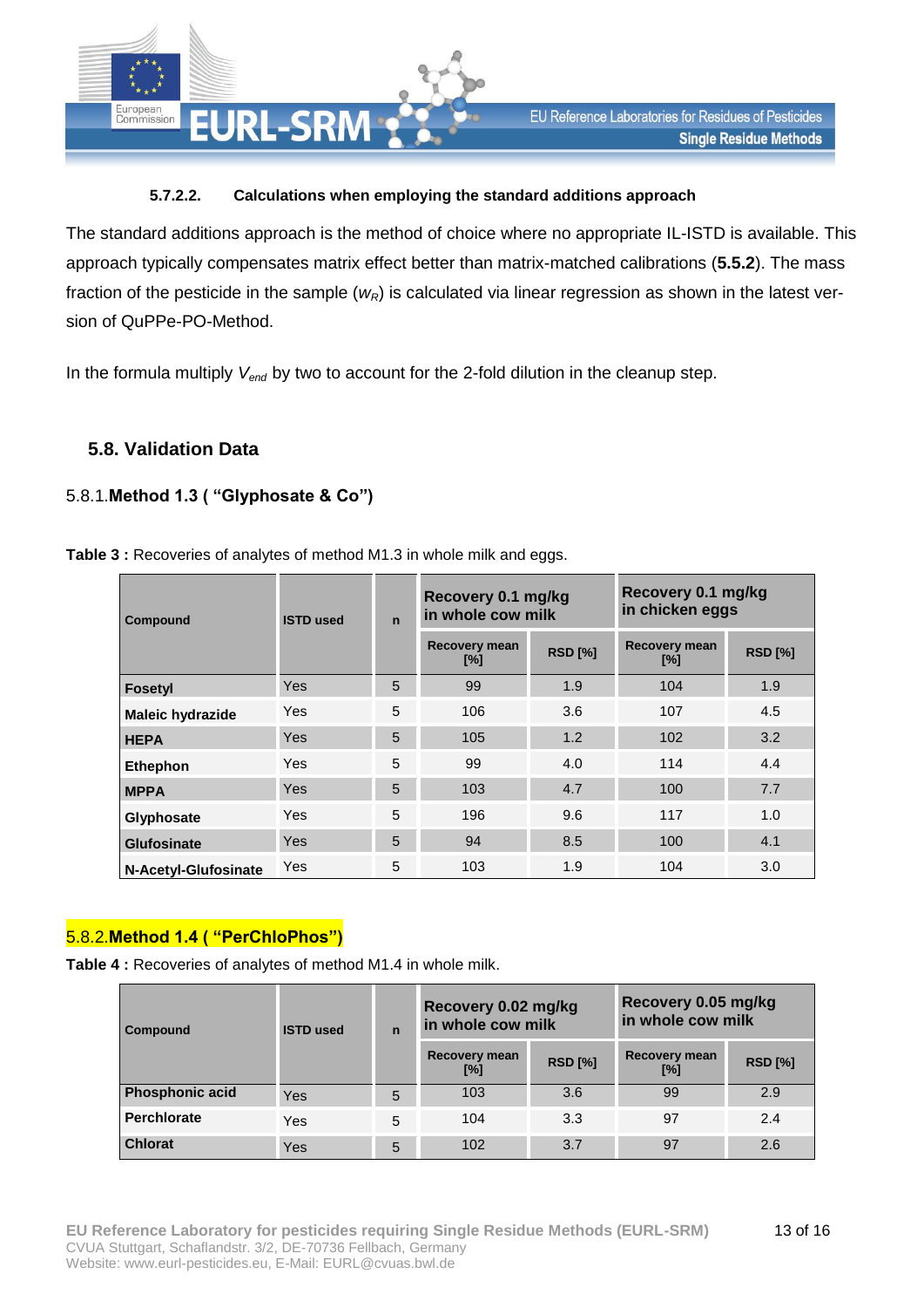#### 5.7.2.2. Calculations when employing the standard additions approach

The standard additions approach is the method of choice where no appropriate IL-ISTD is available. This approach typically compensates matrix effect better than matrix-matched calibrations (**5.5.2**). The mass fraction of the pesticide in the sample ($w_R$) is calculated via linear regression as shown in the latest version of QuPPe-PO-Method.

In the formula multiply $V_{end}$ by two to account for the 2-fold dilution in the cleanup step.

## 5.8. Validation Data

### 5.8.1. Method 1.3 ( "Glyphosate & Co")

**Table 3 :** Recoveries of analytes of method M1.3 in whole milk and eggs.

| Compound | ISTD used | n | Recovery 0.1 mg/kg in whole cow milk | | Recovery 0.1 mg/kg in chicken eggs | |
|---|---|---|---|---|---|---|
| | | | Recovery mean [%] | RSD [%] | Recovery mean [%] | RSD [%] |
| **Fosetyl** | Yes | 5 | 99 | 1.9 | 104 | 1.9 |
| **Maleic hydrazide** | Yes | 5 | 106 | 3.6 | 107 | 4.5 |
| **HEPA** | Yes | 5 | 105 | 1.2 | 102 | 3.2 |
| **Ethephon** | Yes | 5 | 99 | 4.0 | 114 | 4.4 |
| **MPPA** | Yes | 5 | 103 | 4.7 | 100 | 7.7 |
| **Glyphosate** | Yes | 5 | 196 | 9.6 | 117 | 1.0 |
| **Glufosinate** | Yes | 5 | 94 | 8.5 | 100 | 4.1 |
| **N-Acetyl-Glufosinate** | Yes | 5 | 103 | 1.9 | 104 | 3.0 |

### 5.8.2. Method 1.4 ( "PerChloPhos")

**Table 4 :** Recoveries of analytes of method M1.4 in whole milk.

| Compound | ISTD used | n | Recovery 0.02 mg/kg in whole cow milk | | Recovery 0.05 mg/kg in whole cow milk | |
|---|---|---|---|---|---|---|
| | | | Recovery mean [%] | RSD [%] | Recovery mean [%] | RSD [%] |
| **Phosphonic acid** | Yes | 5 | 103 | 3.6 | 99 | 2.9 |
| **Perchlorate** | Yes | 5 | 104 | 3.3 | 97 | 2.4 |
| **Chlorat** | Yes | 5 | 102 | 3.7 | 97 | 2.6 |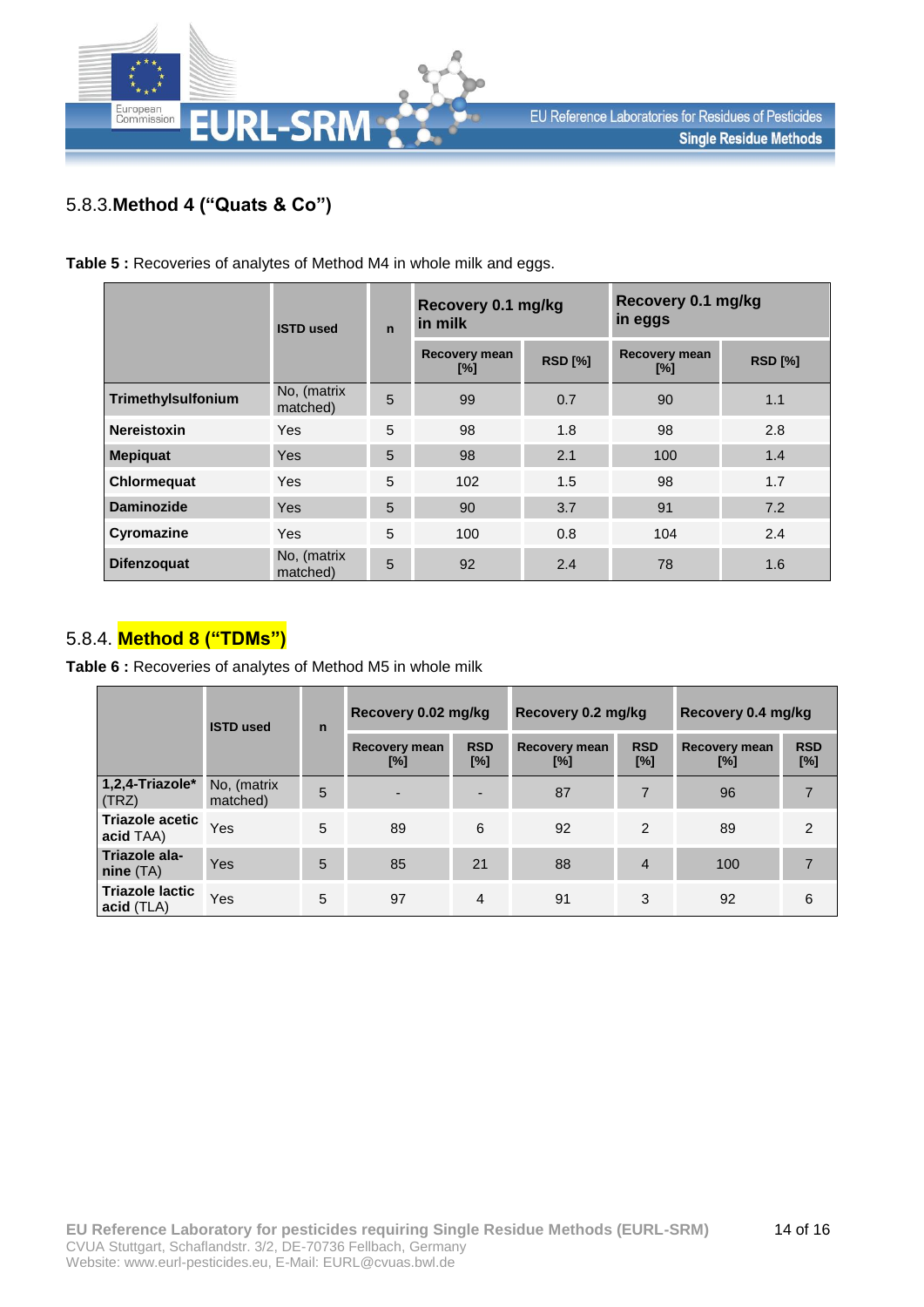### 5.8.3. Method 4 (“Quats & Co”)

**Table 5 :** Recoveries of analytes of Method M4 in whole milk and eggs.

| | ISTD used | n | Recovery 0.1 mg/kg in milk | | Recovery 0.1 mg/kg in eggs | |
|---|---|---|---|---|---|---|
| | | | Recovery mean [%] | RSD [%] | Recovery mean [%] | RSD [%] |
| **Trimethylsulfonium** | No, (matrix matched) | 5 | 99 | 0.7 | 90 | 1.1 |
| **Nereistoxin** | Yes | 5 | 98 | 1.8 | 98 | 2.8 |
| **Mepiquat** | Yes | 5 | 98 | 2.1 | 100 | 1.4 |
| **Chlormequat** | Yes | 5 | 102 | 1.5 | 98 | 1.7 |
| **Daminozide** | Yes | 5 | 90 | 3.7 | 91 | 7.2 |
| **Cyromazine** | Yes | 5 | 100 | 0.8 | 104 | 2.4 |
| **Difenzoquat** | No, (matrix matched) | 5 | 92 | 2.4 | 78 | 1.6 |

### 5.8.4. Method 8 (“TDMs”)

**Table 6 :** Recoveries of analytes of Method M5 in whole milk

| | ISTD used | n | Recovery 0.02 mg/kg | | Recovery 0.2 mg/kg | | Recovery 0.4 mg/kg | |
|---|---|---|---|---|---|---|---|---|
| | | | Recovery mean [%] | RSD [%] | Recovery mean [%] | RSD [%] | Recovery mean [%] | RSD [%] |
| **1,2,4-Triazole*** (TRZ) | No, (matrix matched) | 5 | - | - | 87 | 7 | 96 | 7 |
| **Triazole acetic acid** TAA) | Yes | 5 | 89 | 6 | 92 | 2 | 89 | 2 |
| **Triazole alanine** (TA) | Yes | 5 | 85 | 21 | 88 | 4 | 100 | 7 |
| **Triazole lactic acid** (TLA) | Yes | 5 | 97 | 4 | 91 | 3 | 92 | 6 |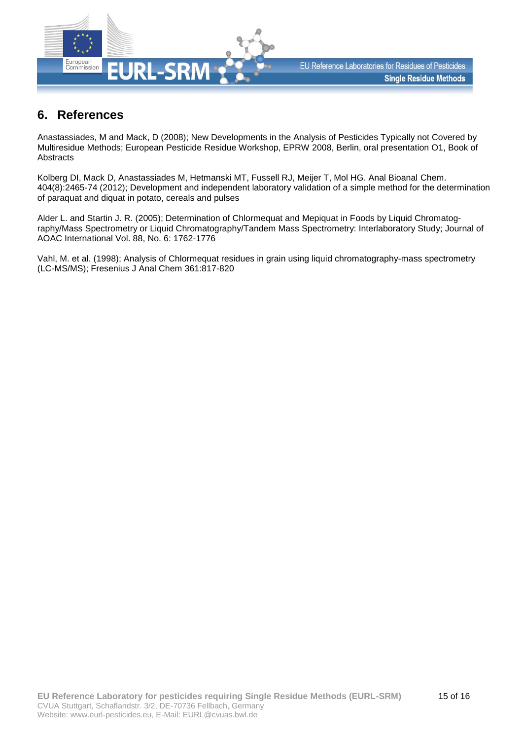## 6. References

Anastassiades, M and Mack, D (2008); New Developments in the Analysis of Pesticides Typically not Covered by Multiresidue Methods; European Pesticide Residue Workshop, EPRW 2008, Berlin, oral presentation O1, Book of Abstracts

Kolberg DI, Mack D, Anastassiades M, Hetmanski MT, Fussell RJ, Meijer T, Mol HG. Anal Bioanal Chem. 404(8):2465-74 (2012); Development and independent laboratory validation of a simple method for the determination of paraquat and diquat in potato, cereals and pulses

Alder L. and Startin J. R. (2005); Determination of Chlormequat and Mepiquat in Foods by Liquid Chromatography/Mass Spectrometry or Liquid Chromatography/Tandem Mass Spectrometry: Interlaboratory Study; Journal of AOAC International Vol. 88, No. 6: 1762-1776

Vahl, M. et al. (1998); Analysis of Chlormequat residues in grain using liquid chromatography-mass spectrometry (LC-MS/MS); Fresenius J Anal Chem 361:817-820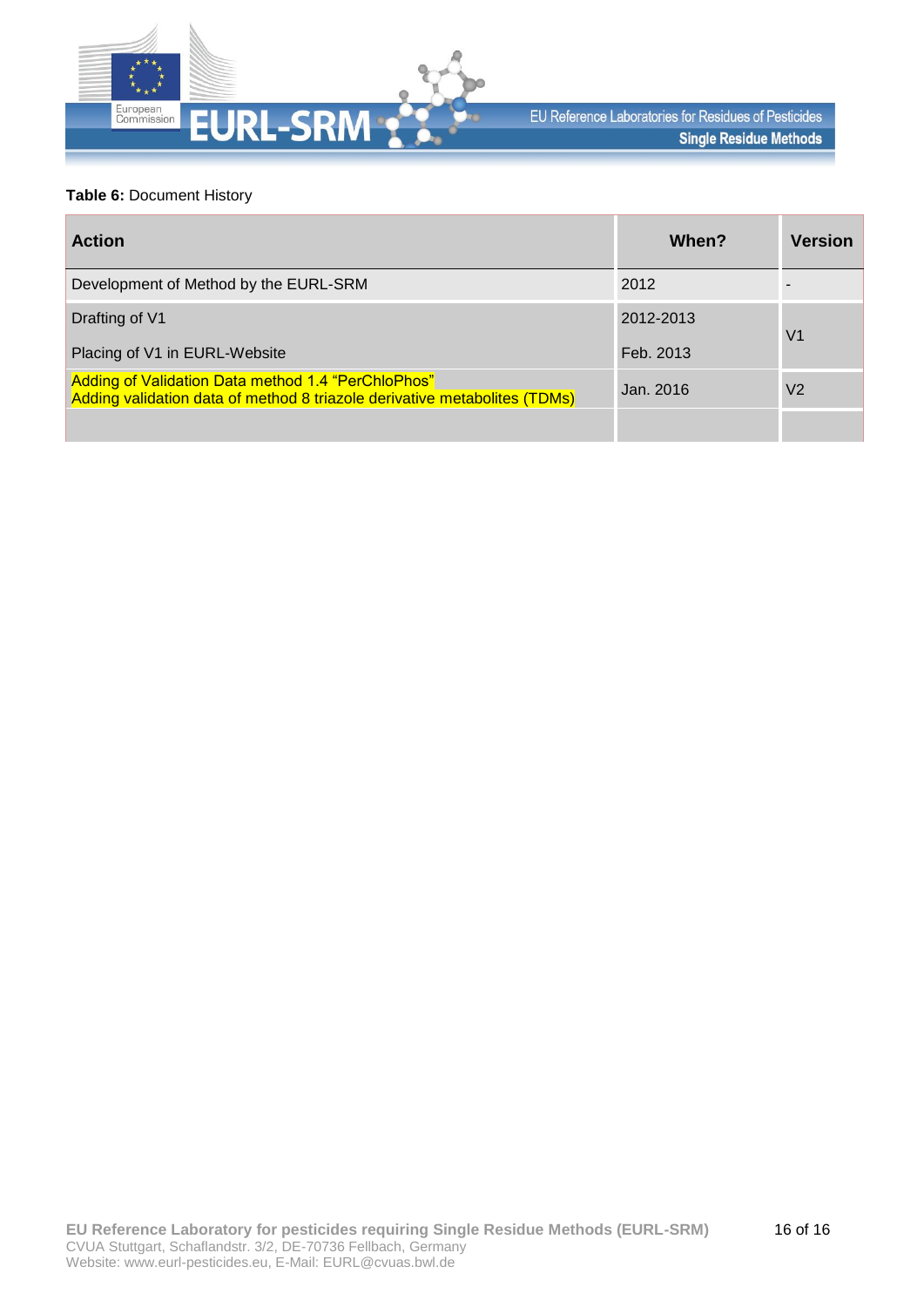**Table 6:** Document History

| Action | When? | Version |
|---|---|---|
| Development of Method by the EURL-SRM | 2012 | - |
| Drafting of V1 | 2012-2013 | V1 |
| Placing of V1 in EURL-Website | Feb. 2013 | |
| Adding of Validation Data method 1.4 "PerChloPhos"<br>Adding validation data of method 8 triazole derivative metabolites (TDMs) | Jan. 2016 | V2 |
| | | |